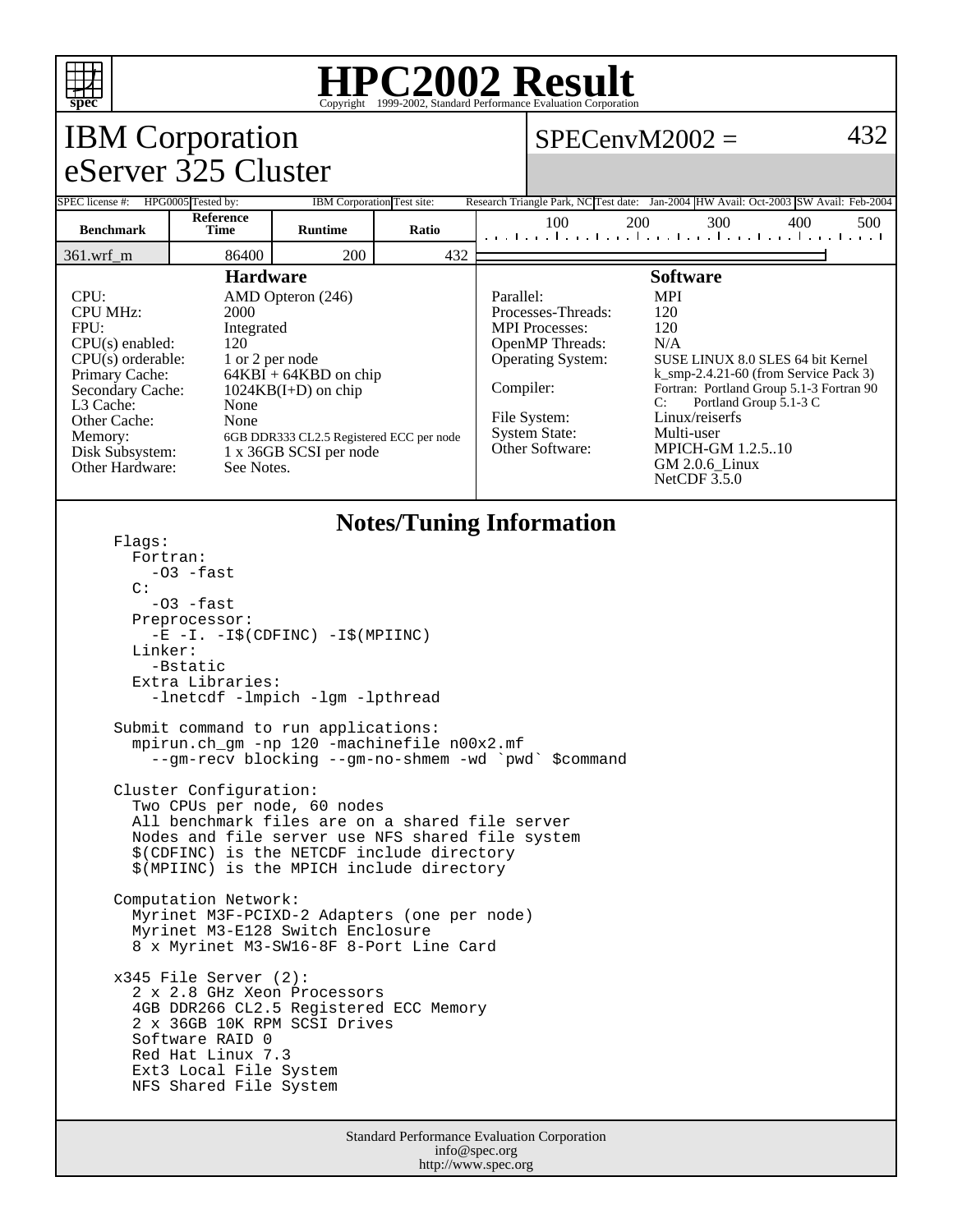# HPC2002 Result

Copyright 1999-2002, Standard Performance Evaluation Corporation

## IBM Corporation
## eServer 325 Cluster

SPECenvM2002 = 432

| SPEC license #: | HPG0005 | Tested by: | IBM Corporation | Test site: | Research Triangle Park, NC | Test date: | Jan-2004 | HW Avail: | Oct-2003 | SW Avail: | Feb-2004 |
|---|---|---|---|---|---|---|---|---|---|---|---|

| Benchmark | Reference Time | Runtime | Ratio |
|---|---|---|---|
| 361.wrf_m | 86400 | 200 | 432 |

### Hardware

| | |
|---|---|
| CPU: | AMD Opteron (246) |
| CPU MHz: | 2000 |
| FPU: | Integrated |
| CPU(s) enabled: | 120 |
| CPU(s) orderable: | 1 or 2 per node |
| Primary Cache: | 64KBI + 64KBD on chip |
| Secondary Cache: | 1024KB(I+D) on chip |
| L3 Cache: | None |
| Other Cache: | None |
| Memory: | 6GB DDR333 CL2.5 Registered ECC per node |
| Disk Subsystem: | 1 x 36GB SCSI per node |
| Other Hardware: | See Notes. |

### Software

| | |
|---|---|
| Parallel: | MPI |
| Processes-Threads: | 120 |
| MPI Processes: | 120 |
| OpenMP Threads: | N/A |
| Operating System: | SUSE LINUX 8.0 SLES 64 bit Kernel k_smp-2.4.21-60 (from Service Pack 3) |
| Compiler: | Fortran: Portland Group 5.1-3 Fortran 90<br>C: Portland Group 5.1-3 C |
| File System: | Linux/reiserfs |
| System State: | Multi-user |
| Other Software: | MPICH-GM 1.2.5..10<br>GM 2.0.6_Linux<br>NetCDF 3.5.0 |

### Notes/Tuning Information

```
Flags:
  Fortran:
    -O3 -fast
  C:
    -O3 -fast
  Preprocessor:
    -E -I. -I$(CDFINC) -I$(MPIINC)
  Linker:
    -Bstatic
  Extra Libraries:
    -lnetcdf -lmpich -lgm -lpthread

Submit command to run applications:
  mpirun.ch_gm -np 120 -machinefile n00x2.mf
    --gm-recv blocking --gm-no-shmem -wd `pwd` $command

Cluster Configuration:
  Two CPUs per node, 60 nodes
  All benchmark files are on a shared file server
  Nodes and file server use NFS shared file system
  $(CDFINC) is the NETCDF include directory
  $(MPIINC) is the MPICH include directory

Computation Network:
  Myrinet M3F-PCIXD-2 Adapters (one per node)
  Myrinet M3-E128 Switch Enclosure
  8 x Myrinet M3-SW16-8F 8-Port Line Card

x345 File Server (2):
  2 x 2.8 GHz Xeon Processors
  4GB DDR266 CL2.5 Registered ECC Memory
  2 x 36GB 10K RPM SCSI Drives
  Software RAID 0
  Red Hat Linux 7.3
  Ext3 Local File System
  NFS Shared File System
```

Standard Performance Evaluation Corporation
info@spec.org
http://www.spec.org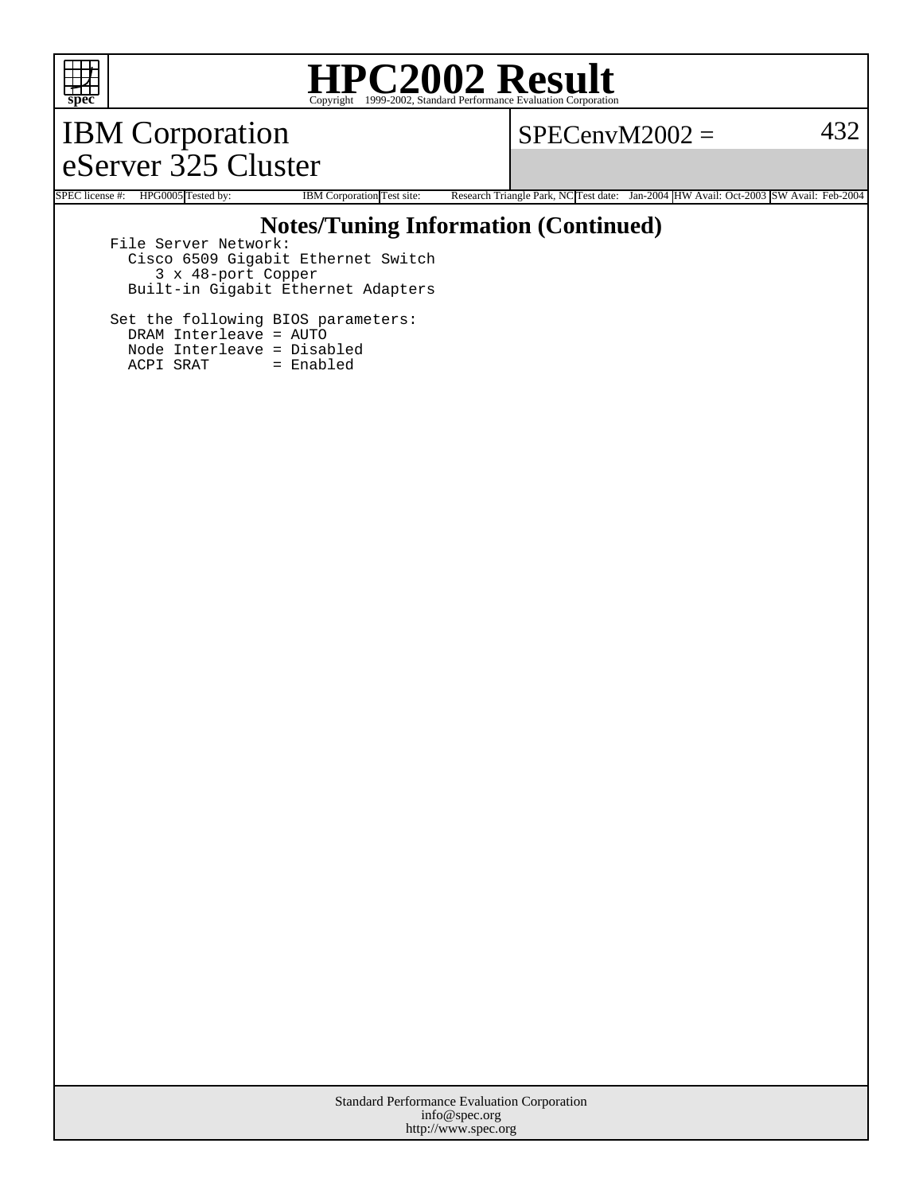# HPC2002 Result

## IBM Corporation
## eServer 325 Cluster

SPECenvM2002 = 432

| SPEC license #: | HPG0005 | Tested by: | IBM Corporation | Test site: | Research Triangle Park, NC | Test date: | Jan-2004 | HW Avail: | Oct-2003 | SW Avail: | Feb-2004 |
|---|---|---|---|---|---|---|---|---|---|---|---|

### Notes/Tuning Information (Continued)

```
File Server Network:
  Cisco 6509 Gigabit Ethernet Switch
     3 x 48-port Copper
  Built-in Gigabit Ethernet Adapters

Set the following BIOS parameters:
  DRAM Interleave = AUTO
  Node Interleave = Disabled
  ACPI SRAT       = Enabled
```